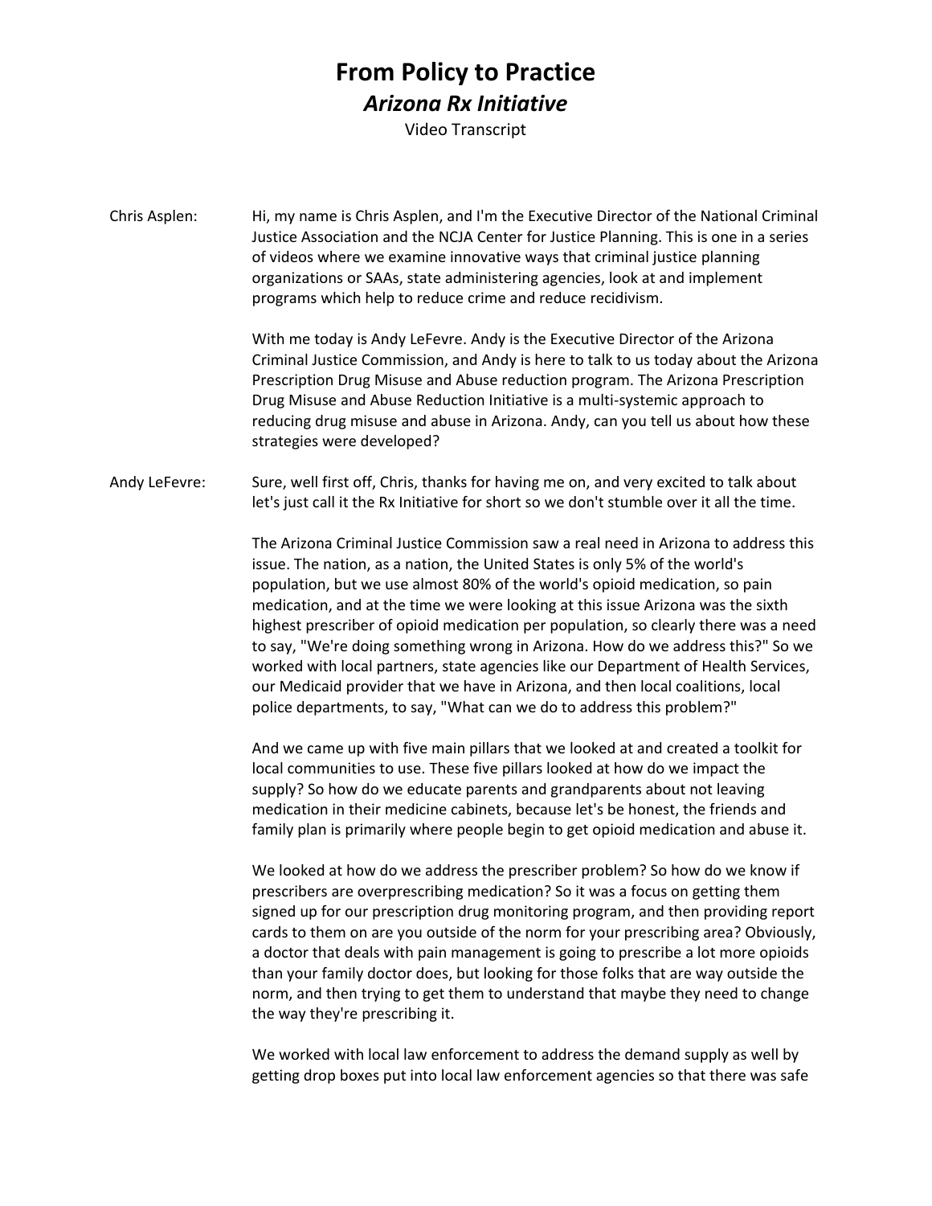# From Policy to Practice

## *Arizona Rx Initiative*

Video Transcript

**Chris Asplen:** Hi, my name is Chris Asplen, and I'm the Executive Director of the National Criminal Justice Association and the NCJA Center for Justice Planning. This is one in a series of videos where we examine innovative ways that criminal justice planning organizations or SAAs, state administering agencies, look at and implement programs which help to reduce crime and reduce recidivism.

With me today is Andy LeFevre. Andy is the Executive Director of the Arizona Criminal Justice Commission, and Andy is here to talk to us today about the Arizona Prescription Drug Misuse and Abuse reduction program. The Arizona Prescription Drug Misuse and Abuse Reduction Initiative is a multi-systemic approach to reducing drug misuse and abuse in Arizona. Andy, can you tell us about how these strategies were developed?

**Andy LeFevre:** Sure, well first off, Chris, thanks for having me on, and very excited to talk about let's just call it the Rx Initiative for short so we don't stumble over it all the time.

The Arizona Criminal Justice Commission saw a real need in Arizona to address this issue. The nation, as a nation, the United States is only 5% of the world's population, but we use almost 80% of the world's opioid medication, so pain medication, and at the time we were looking at this issue Arizona was the sixth highest prescriber of opioid medication per population, so clearly there was a need to say, "We're doing something wrong in Arizona. How do we address this?" So we worked with local partners, state agencies like our Department of Health Services, our Medicaid provider that we have in Arizona, and then local coalitions, local police departments, to say, "What can we do to address this problem?"

And we came up with five main pillars that we looked at and created a toolkit for local communities to use. These five pillars looked at how do we impact the supply? So how do we educate parents and grandparents about not leaving medication in their medicine cabinets, because let's be honest, the friends and family plan is primarily where people begin to get opioid medication and abuse it.

We looked at how do we address the prescriber problem? So how do we know if prescribers are overprescribing medication? So it was a focus on getting them signed up for our prescription drug monitoring program, and then providing report cards to them on are you outside of the norm for your prescribing area? Obviously, a doctor that deals with pain management is going to prescribe a lot more opioids than your family doctor does, but looking for those folks that are way outside the norm, and then trying to get them to understand that maybe they need to change the way they're prescribing it.

We worked with local law enforcement to address the demand supply as well by getting drop boxes put into local law enforcement agencies so that there was safe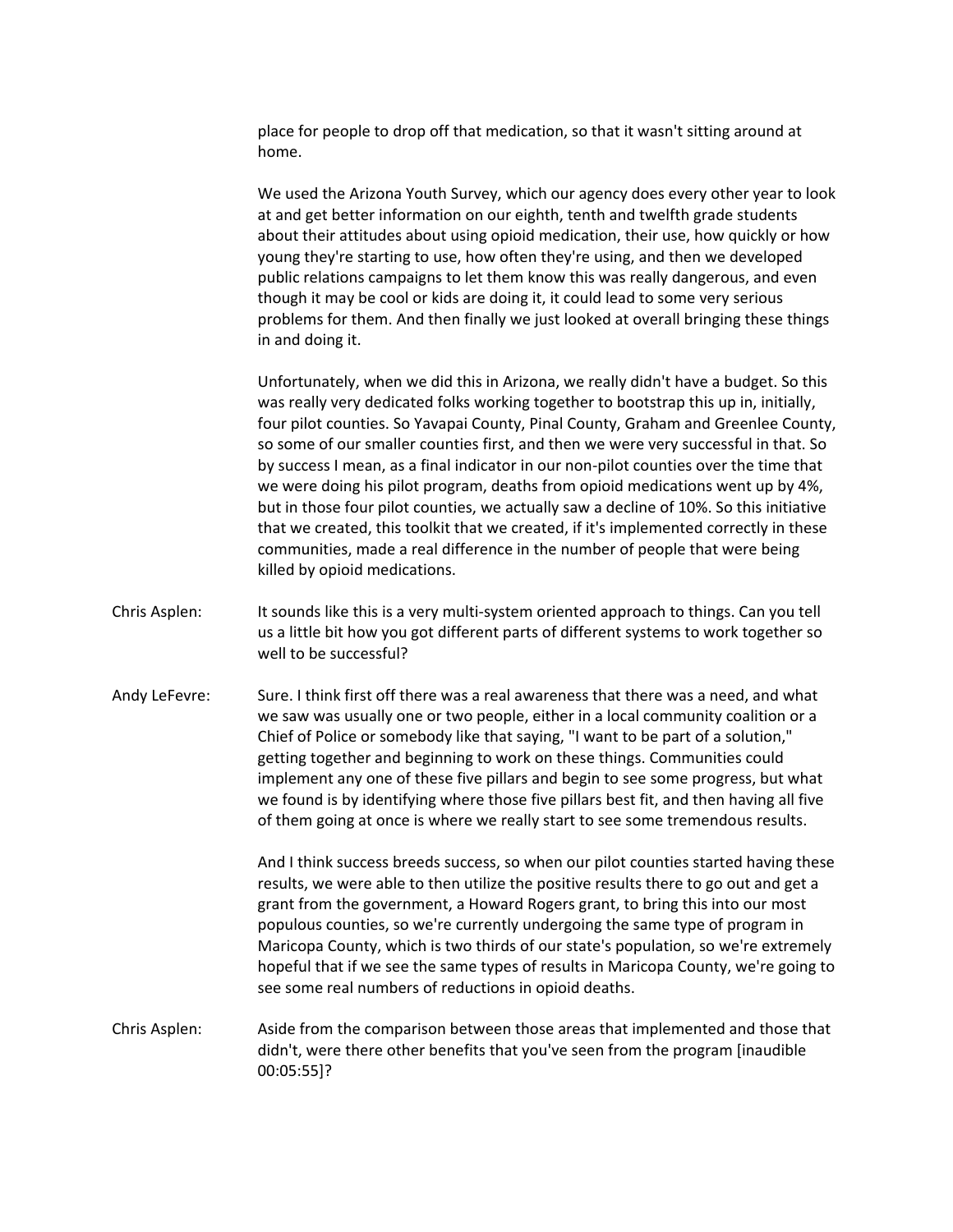place for people to drop off that medication, so that it wasn't sitting around at home.

We used the Arizona Youth Survey, which our agency does every other year to look at and get better information on our eighth, tenth and twelfth grade students about their attitudes about using opioid medication, their use, how quickly or how young they're starting to use, how often they're using, and then we developed public relations campaigns to let them know this was really dangerous, and even though it may be cool or kids are doing it, it could lead to some very serious problems for them. And then finally we just looked at overall bringing these things in and doing it.

Unfortunately, when we did this in Arizona, we really didn't have a budget. So this was really very dedicated folks working together to bootstrap this up in, initially, four pilot counties. So Yavapai County, Pinal County, Graham and Greenlee County, so some of our smaller counties first, and then we were very successful in that. So by success I mean, as a final indicator in our non-pilot counties over the time that we were doing his pilot program, deaths from opioid medications went up by 4%, but in those four pilot counties, we actually saw a decline of 10%. So this initiative that we created, this toolkit that we created, if it's implemented correctly in these communities, made a real difference in the number of people that were being killed by opioid medications.

Chris Asplen: It sounds like this is a very multi-system oriented approach to things. Can you tell us a little bit how you got different parts of different systems to work together so well to be successful?

Andy LeFevre: Sure. I think first off there was a real awareness that there was a need, and what we saw was usually one or two people, either in a local community coalition or a Chief of Police or somebody like that saying, "I want to be part of a solution," getting together and beginning to work on these things. Communities could implement any one of these five pillars and begin to see some progress, but what we found is by identifying where those five pillars best fit, and then having all five of them going at once is where we really start to see some tremendous results.

And I think success breeds success, so when our pilot counties started having these results, we were able to then utilize the positive results there to go out and get a grant from the government, a Howard Rogers grant, to bring this into our most populous counties, so we're currently undergoing the same type of program in Maricopa County, which is two thirds of our state's population, so we're extremely hopeful that if we see the same types of results in Maricopa County, we're going to see some real numbers of reductions in opioid deaths.

Chris Asplen: Aside from the comparison between those areas that implemented and those that didn't, were there other benefits that you've seen from the program [inaudible 00:05:55]?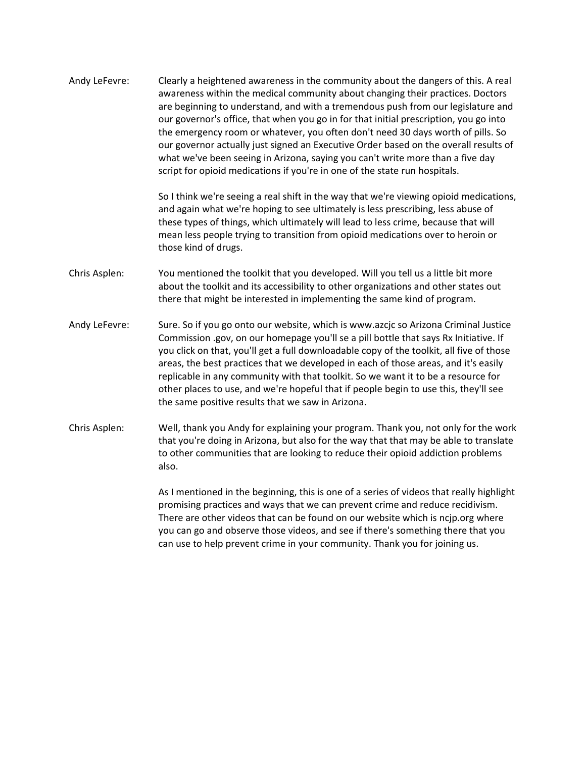Andy LeFevre: Clearly a heightened awareness in the community about the dangers of this. A real awareness within the medical community about changing their practices. Doctors are beginning to understand, and with a tremendous push from our legislature and our governor's office, that when you go in for that initial prescription, you go into the emergency room or whatever, you often don't need 30 days worth of pills. So our governor actually just signed an Executive Order based on the overall results of what we've been seeing in Arizona, saying you can't write more than a five day script for opioid medications if you're in one of the state run hospitals.

So I think we're seeing a real shift in the way that we're viewing opioid medications, and again what we're hoping to see ultimately is less prescribing, less abuse of these types of things, which ultimately will lead to less crime, because that will mean less people trying to transition from opioid medications over to heroin or those kind of drugs.

Chris Asplen: You mentioned the toolkit that you developed. Will you tell us a little bit more about the toolkit and its accessibility to other organizations and other states out there that might be interested in implementing the same kind of program.

Andy LeFevre: Sure. So if you go onto our website, which is www.azcjc so Arizona Criminal Justice Commission .gov, on our homepage you'll se a pill bottle that says Rx Initiative. If you click on that, you'll get a full downloadable copy of the toolkit, all five of those areas, the best practices that we developed in each of those areas, and it's easily replicable in any community with that toolkit. So we want it to be a resource for other places to use, and we're hopeful that if people begin to use this, they'll see the same positive results that we saw in Arizona.

Chris Asplen: Well, thank you Andy for explaining your program. Thank you, not only for the work that you're doing in Arizona, but also for the way that that may be able to translate to other communities that are looking to reduce their opioid addiction problems also.

As I mentioned in the beginning, this is one of a series of videos that really highlight promising practices and ways that we can prevent crime and reduce recidivism. There are other videos that can be found on our website which is ncjp.org where you can go and observe those videos, and see if there's something there that you can use to help prevent crime in your community. Thank you for joining us.